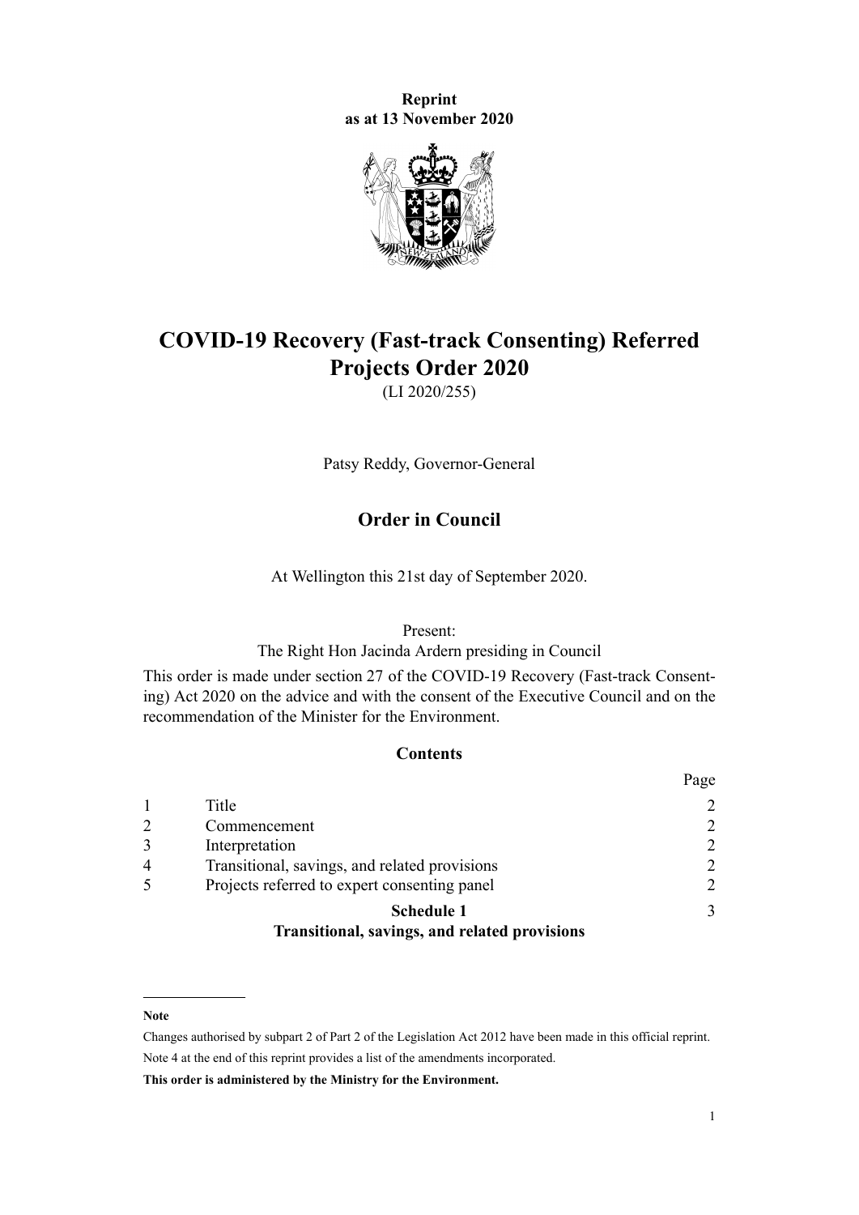**Reprint as at 13 November 2020**

# COVID-19 Recovery (Fast-track Consenting) Referred Projects Order 2020

(LI 2020/255)

Patsy Reddy, Governor-General

## Order in Council

At Wellington this 21st day of September 2020.

Present:
The Right Hon Jacinda Ardern presiding in Council

This order is made under section 27 of the COVID-19 Recovery (Fast-track Consenting) Act 2020 on the advice and with the consent of the Executive Council and on the recommendation of the Minister for the Environment.

### Contents

| | | Page |
|---|---|---|
| 1 | Title | 2 |
| 2 | Commencement | 2 |
| 3 | Interpretation | 2 |
| 4 | Transitional, savings, and related provisions | 2 |
| 5 | Projects referred to expert consenting panel | 2 |
| | **Schedule 1** **Transitional, savings, and related provisions** | 3 |

**Note**

Changes authorised by subpart 2 of Part 2 of the Legislation Act 2012 have been made in this official reprint.
Note 4 at the end of this reprint provides a list of the amendments incorporated.

**This order is administered by the Ministry for the Environment.**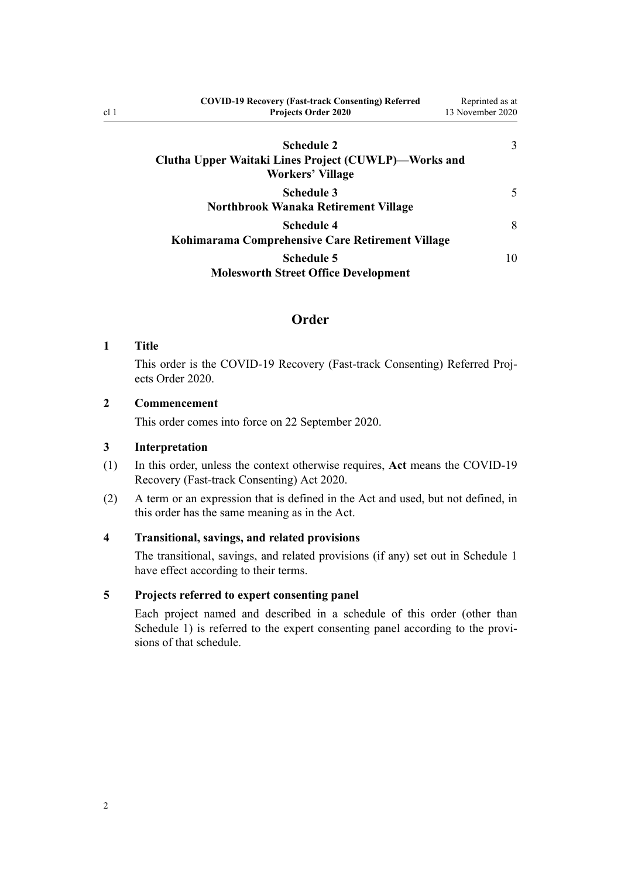| | |
|---|---|
| **Schedule 2**<br>**Clutha Upper Waitaki Lines Project (CUWLP)—Works and Workers' Village** | 3 |
| **Schedule 3**<br>**Northbrook Wanaka Retirement Village** | 5 |
| **Schedule 4**<br>**Kohimarama Comprehensive Care Retirement Village** | 8 |
| **Schedule 5**<br>**Molesworth Street Office Development** | 10 |

## Order

### 1 Title

This order is the COVID-19 Recovery (Fast-track Consenting) Referred Projects Order 2020.

### 2 Commencement

This order comes into force on 22 September 2020.

### 3 Interpretation

(1) In this order, unless the context otherwise requires, **Act** means the COVID-19 Recovery (Fast-track Consenting) Act 2020.

(2) A term or an expression that is defined in the Act and used, but not defined, in this order has the same meaning as in the Act.

### 4 Transitional, savings, and related provisions

The transitional, savings, and related provisions (if any) set out in Schedule 1 have effect according to their terms.

### 5 Projects referred to expert consenting panel

Each project named and described in a schedule of this order (other than Schedule 1) is referred to the expert consenting panel according to the provisions of that schedule.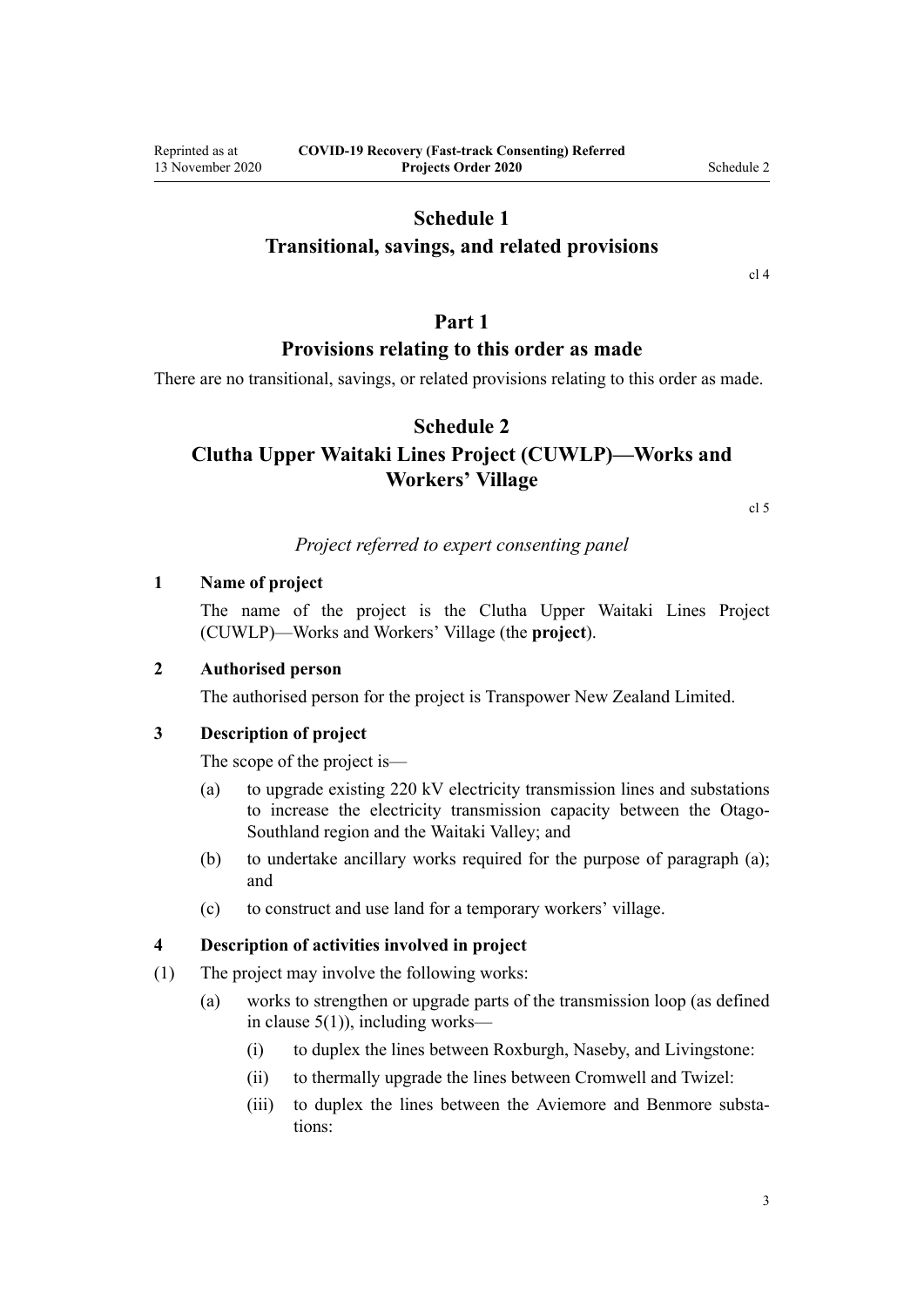# Schedule 1
# Transitional, savings, and related provisions

cl 4

## Part 1
## Provisions relating to this order as made

There are no transitional, savings, or related provisions relating to this order as made.

# Schedule 2
# Clutha Upper Waitaki Lines Project (CUWLP)—Works and Workers' Village

cl 5

*Project referred to expert consenting panel*

### 1 Name of project

The name of the project is the Clutha Upper Waitaki Lines Project (CUWLP)—Works and Workers' Village (the **project**).

### 2 Authorised person

The authorised person for the project is Transpower New Zealand Limited.

### 3 Description of project

The scope of the project is—

(a) to upgrade existing 220 kV electricity transmission lines and substations to increase the electricity transmission capacity between the Otago-Southland region and the Waitaki Valley; and

(b) to undertake ancillary works required for the purpose of paragraph (a); and

(c) to construct and use land for a temporary workers' village.

### 4 Description of activities involved in project

(1) The project may involve the following works:

(a) works to strengthen or upgrade parts of the transmission loop (as defined in clause 5(1)), including works—

(i) to duplex the lines between Roxburgh, Naseby, and Livingstone:

(ii) to thermally upgrade the lines between Cromwell and Twizel:

(iii) to duplex the lines between the Aviemore and Benmore substations: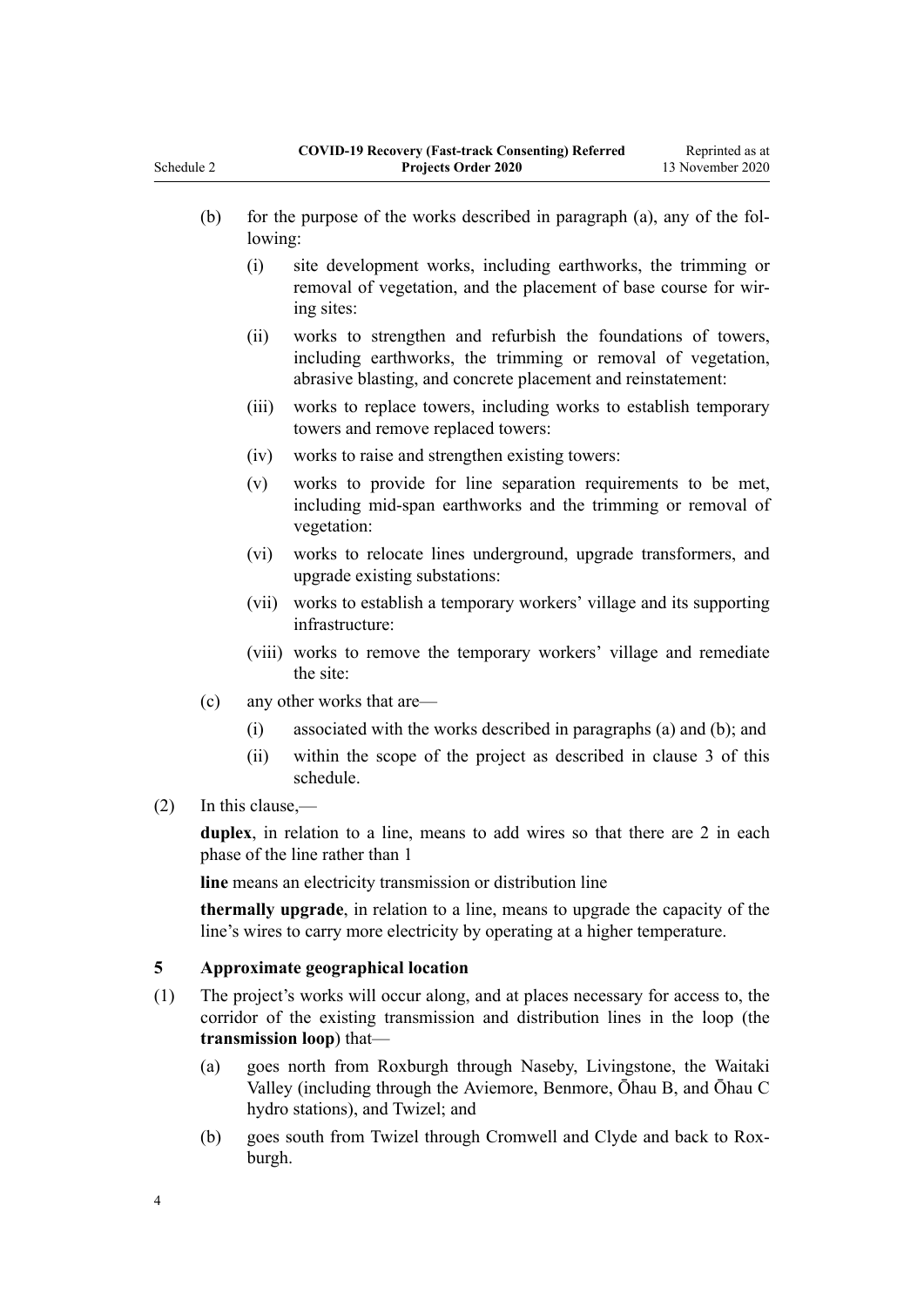(b) for the purpose of the works described in paragraph (a), any of the following:

  (i) site development works, including earthworks, the trimming or removal of vegetation, and the placement of base course for wiring sites:

  (ii) works to strengthen and refurbish the foundations of towers, including earthworks, the trimming or removal of vegetation, abrasive blasting, and concrete placement and reinstatement:

  (iii) works to replace towers, including works to establish temporary towers and remove replaced towers:

  (iv) works to raise and strengthen existing towers:

  (v) works to provide for line separation requirements to be met, including mid-span earthworks and the trimming or removal of vegetation:

  (vi) works to relocate lines underground, upgrade transformers, and upgrade existing substations:

  (vii) works to establish a temporary workers' village and its supporting infrastructure:

  (viii) works to remove the temporary workers' village and remediate the site:

(c) any other works that are—

  (i) associated with the works described in paragraphs (a) and (b); and

  (ii) within the scope of the project as described in clause 3 of this schedule.

(2) In this clause,—

**duplex**, in relation to a line, means to add wires so that there are 2 in each phase of the line rather than 1

**line** means an electricity transmission or distribution line

**thermally upgrade**, in relation to a line, means to upgrade the capacity of the line's wires to carry more electricity by operating at a higher temperature.

### 5 Approximate geographical location

(1) The project's works will occur along, and at places necessary for access to, the corridor of the existing transmission and distribution lines in the loop (the **transmission loop**) that—

(a) goes north from Roxburgh through Naseby, Livingstone, the Waitaki Valley (including through the Aviemore, Benmore, Ōhau B, and Ōhau C hydro stations), and Twizel; and

(b) goes south from Twizel through Cromwell and Clyde and back to Roxburgh.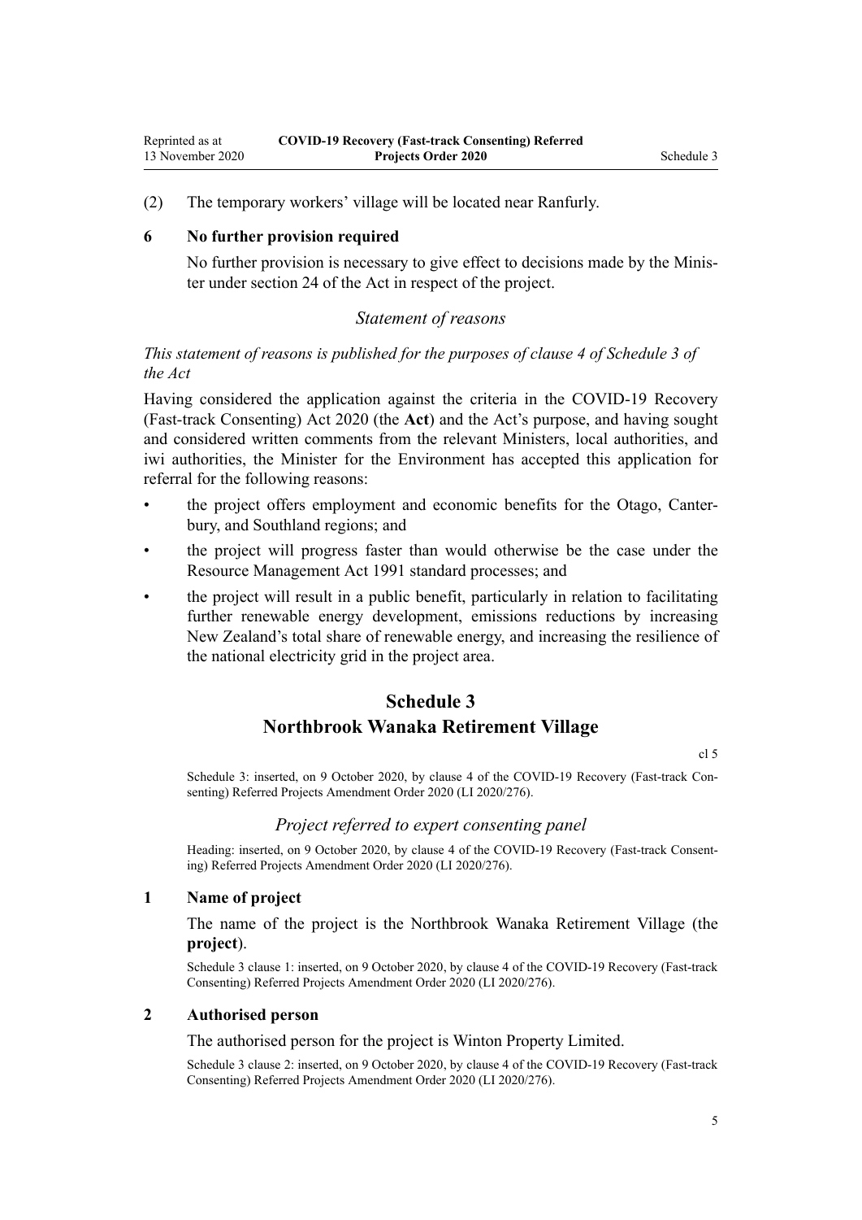(2) The temporary workers' village will be located near Ranfurly.

**6 No further provision required**

No further provision is necessary to give effect to decisions made by the Minister under section 24 of the Act in respect of the project.

*Statement of reasons*

*This statement of reasons is published for the purposes of clause 4 of Schedule 3 of the Act*

Having considered the application against the criteria in the COVID-19 Recovery (Fast-track Consenting) Act 2020 (the **Act**) and the Act's purpose, and having sought and considered written comments from the relevant Ministers, local authorities, and iwi authorities, the Minister for the Environment has accepted this application for referral for the following reasons:

- the project offers employment and economic benefits for the Otago, Canterbury, and Southland regions; and
- the project will progress faster than would otherwise be the case under the Resource Management Act 1991 standard processes; and
- the project will result in a public benefit, particularly in relation to facilitating further renewable energy development, emissions reductions by increasing New Zealand's total share of renewable energy, and increasing the resilience of the national electricity grid in the project area.

## Schedule 3
## Northbrook Wanaka Retirement Village

cl 5

Schedule 3: inserted, on 9 October 2020, by clause 4 of the COVID-19 Recovery (Fast-track Consenting) Referred Projects Amendment Order 2020 (LI 2020/276).

*Project referred to expert consenting panel*

Heading: inserted, on 9 October 2020, by clause 4 of the COVID-19 Recovery (Fast-track Consenting) Referred Projects Amendment Order 2020 (LI 2020/276).

**1 Name of project**

The name of the project is the Northbrook Wanaka Retirement Village (the **project**).

Schedule 3 clause 1: inserted, on 9 October 2020, by clause 4 of the COVID-19 Recovery (Fast-track Consenting) Referred Projects Amendment Order 2020 (LI 2020/276).

**2 Authorised person**

The authorised person for the project is Winton Property Limited.

Schedule 3 clause 2: inserted, on 9 October 2020, by clause 4 of the COVID-19 Recovery (Fast-track Consenting) Referred Projects Amendment Order 2020 (LI 2020/276).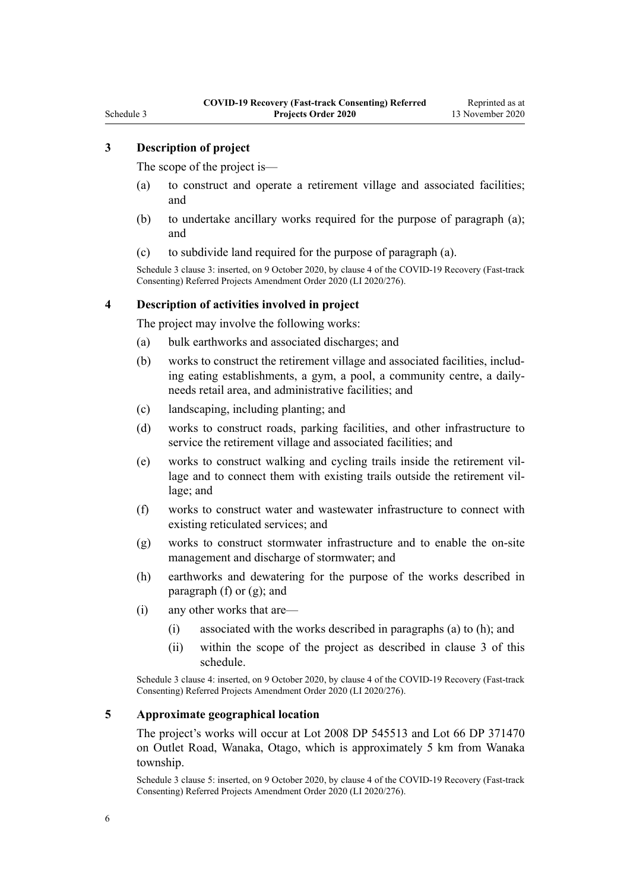### 3 Description of project

The scope of the project is—

(a) to construct and operate a retirement village and associated facilities; and

(b) to undertake ancillary works required for the purpose of paragraph (a); and

(c) to subdivide land required for the purpose of paragraph (a).

Schedule 3 clause 3: inserted, on 9 October 2020, by clause 4 of the COVID-19 Recovery (Fast-track Consenting) Referred Projects Amendment Order 2020 (LI 2020/276).

### 4 Description of activities involved in project

The project may involve the following works:

(a) bulk earthworks and associated discharges; and

(b) works to construct the retirement village and associated facilities, including eating establishments, a gym, a pool, a community centre, a daily-needs retail area, and administrative facilities; and

(c) landscaping, including planting; and

(d) works to construct roads, parking facilities, and other infrastructure to service the retirement village and associated facilities; and

(e) works to construct walking and cycling trails inside the retirement village and to connect them with existing trails outside the retirement village; and

(f) works to construct water and wastewater infrastructure to connect with existing reticulated services; and

(g) works to construct stormwater infrastructure and to enable the on-site management and discharge of stormwater; and

(h) earthworks and dewatering for the purpose of the works described in paragraph (f) or (g); and

(i) any other works that are—

  (i) associated with the works described in paragraphs (a) to (h); and

  (ii) within the scope of the project as described in clause 3 of this schedule.

Schedule 3 clause 4: inserted, on 9 October 2020, by clause 4 of the COVID-19 Recovery (Fast-track Consenting) Referred Projects Amendment Order 2020 (LI 2020/276).

### 5 Approximate geographical location

The project's works will occur at Lot 2008 DP 545513 and Lot 66 DP 371470 on Outlet Road, Wanaka, Otago, which is approximately 5 km from Wanaka township.

Schedule 3 clause 5: inserted, on 9 October 2020, by clause 4 of the COVID-19 Recovery (Fast-track Consenting) Referred Projects Amendment Order 2020 (LI 2020/276).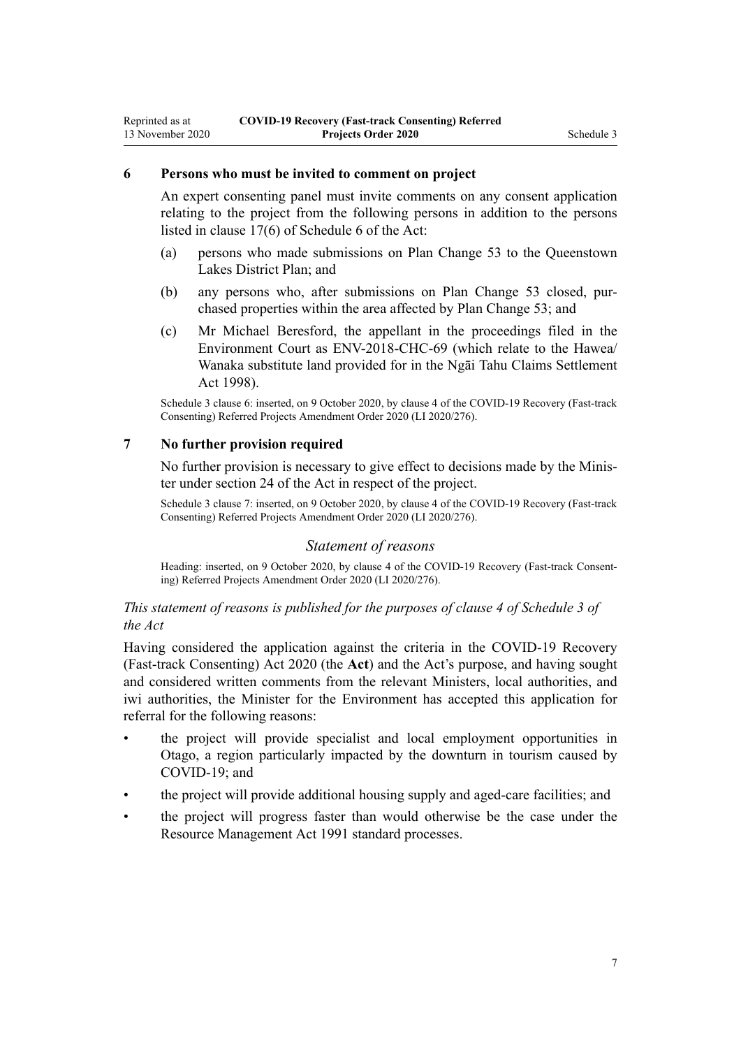### 6 Persons who must be invited to comment on project

An expert consenting panel must invite comments on any consent application relating to the project from the following persons in addition to the persons listed in clause 17(6) of Schedule 6 of the Act:

(a) persons who made submissions on Plan Change 53 to the Queenstown Lakes District Plan; and

(b) any persons who, after submissions on Plan Change 53 closed, purchased properties within the area affected by Plan Change 53; and

(c) Mr Michael Beresford, the appellant in the proceedings filed in the Environment Court as ENV-2018-CHC-69 (which relate to the Hawea/Wanaka substitute land provided for in the Ngāi Tahu Claims Settlement Act 1998).

Schedule 3 clause 6: inserted, on 9 October 2020, by clause 4 of the COVID-19 Recovery (Fast-track Consenting) Referred Projects Amendment Order 2020 (LI 2020/276).

### 7 No further provision required

No further provision is necessary to give effect to decisions made by the Minister under section 24 of the Act in respect of the project.

Schedule 3 clause 7: inserted, on 9 October 2020, by clause 4 of the COVID-19 Recovery (Fast-track Consenting) Referred Projects Amendment Order 2020 (LI 2020/276).

## *Statement of reasons*

Heading: inserted, on 9 October 2020, by clause 4 of the COVID-19 Recovery (Fast-track Consenting) Referred Projects Amendment Order 2020 (LI 2020/276).

*This statement of reasons is published for the purposes of clause 4 of Schedule 3 of the Act*

Having considered the application against the criteria in the COVID-19 Recovery (Fast-track Consenting) Act 2020 (the **Act**) and the Act's purpose, and having sought and considered written comments from the relevant Ministers, local authorities, and iwi authorities, the Minister for the Environment has accepted this application for referral for the following reasons:

- the project will provide specialist and local employment opportunities in Otago, a region particularly impacted by the downturn in tourism caused by COVID-19; and
- the project will provide additional housing supply and aged-care facilities; and
- the project will progress faster than would otherwise be the case under the Resource Management Act 1991 standard processes.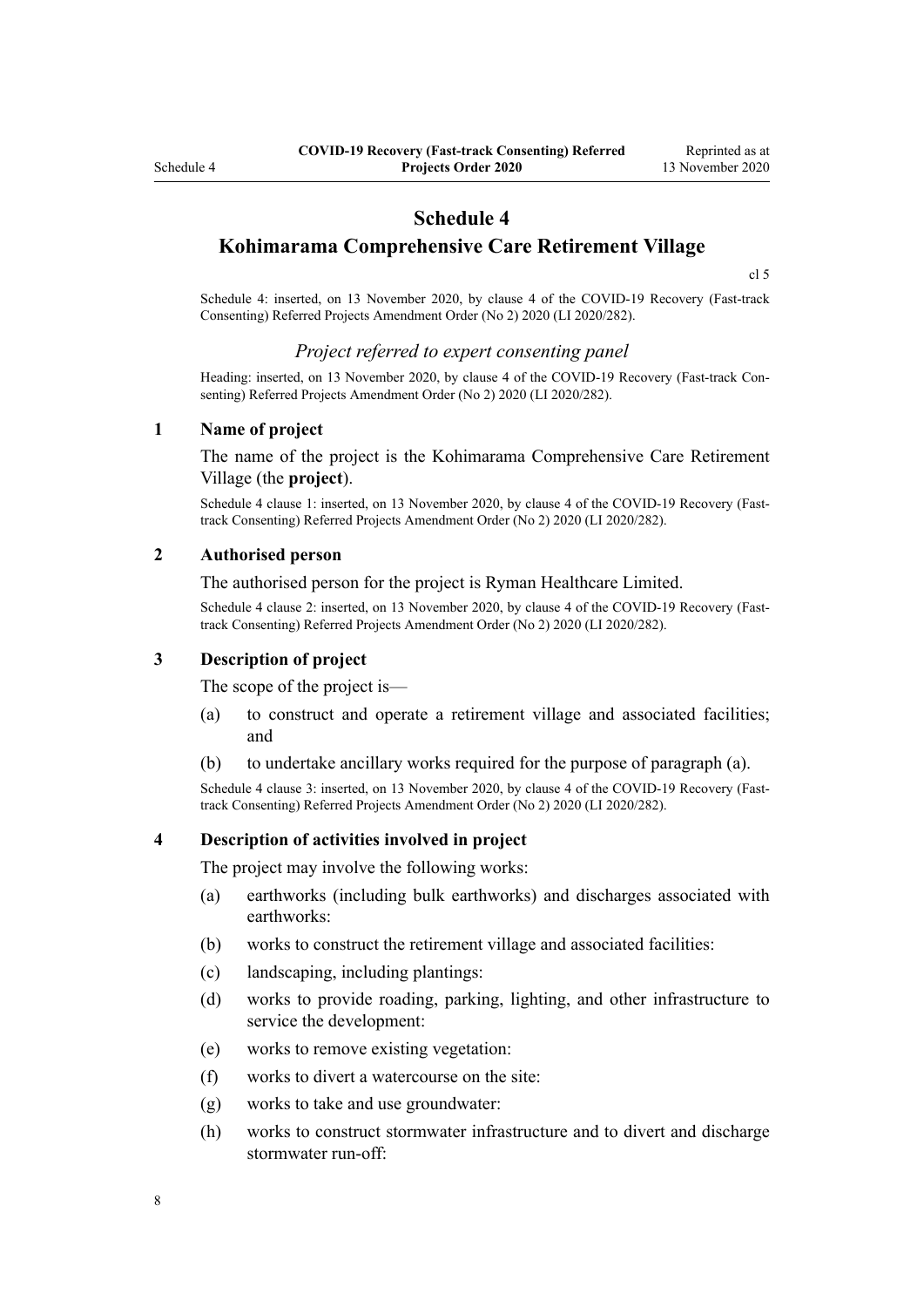# Schedule 4
# Kohimarama Comprehensive Care Retirement Village

cl 5

Schedule 4: inserted, on 13 November 2020, by clause 4 of the COVID-19 Recovery (Fast-track Consenting) Referred Projects Amendment Order (No 2) 2020 (LI 2020/282).

### *Project referred to expert consenting panel*

Heading: inserted, on 13 November 2020, by clause 4 of the COVID-19 Recovery (Fast-track Consenting) Referred Projects Amendment Order (No 2) 2020 (LI 2020/282).

**1 Name of project**

The name of the project is the Kohimarama Comprehensive Care Retirement Village (the **project**).

Schedule 4 clause 1: inserted, on 13 November 2020, by clause 4 of the COVID-19 Recovery (Fast-track Consenting) Referred Projects Amendment Order (No 2) 2020 (LI 2020/282).

**2 Authorised person**

The authorised person for the project is Ryman Healthcare Limited.

Schedule 4 clause 2: inserted, on 13 November 2020, by clause 4 of the COVID-19 Recovery (Fast-track Consenting) Referred Projects Amendment Order (No 2) 2020 (LI 2020/282).

**3 Description of project**

The scope of the project is—

(a) to construct and operate a retirement village and associated facilities; and

(b) to undertake ancillary works required for the purpose of paragraph (a).

Schedule 4 clause 3: inserted, on 13 November 2020, by clause 4 of the COVID-19 Recovery (Fast-track Consenting) Referred Projects Amendment Order (No 2) 2020 (LI 2020/282).

**4 Description of activities involved in project**

The project may involve the following works:

(a) earthworks (including bulk earthworks) and discharges associated with earthworks:

(b) works to construct the retirement village and associated facilities:

(c) landscaping, including plantings:

(d) works to provide roading, parking, lighting, and other infrastructure to service the development:

(e) works to remove existing vegetation:

(f) works to divert a watercourse on the site:

(g) works to take and use groundwater:

(h) works to construct stormwater infrastructure and to divert and discharge stormwater run-off: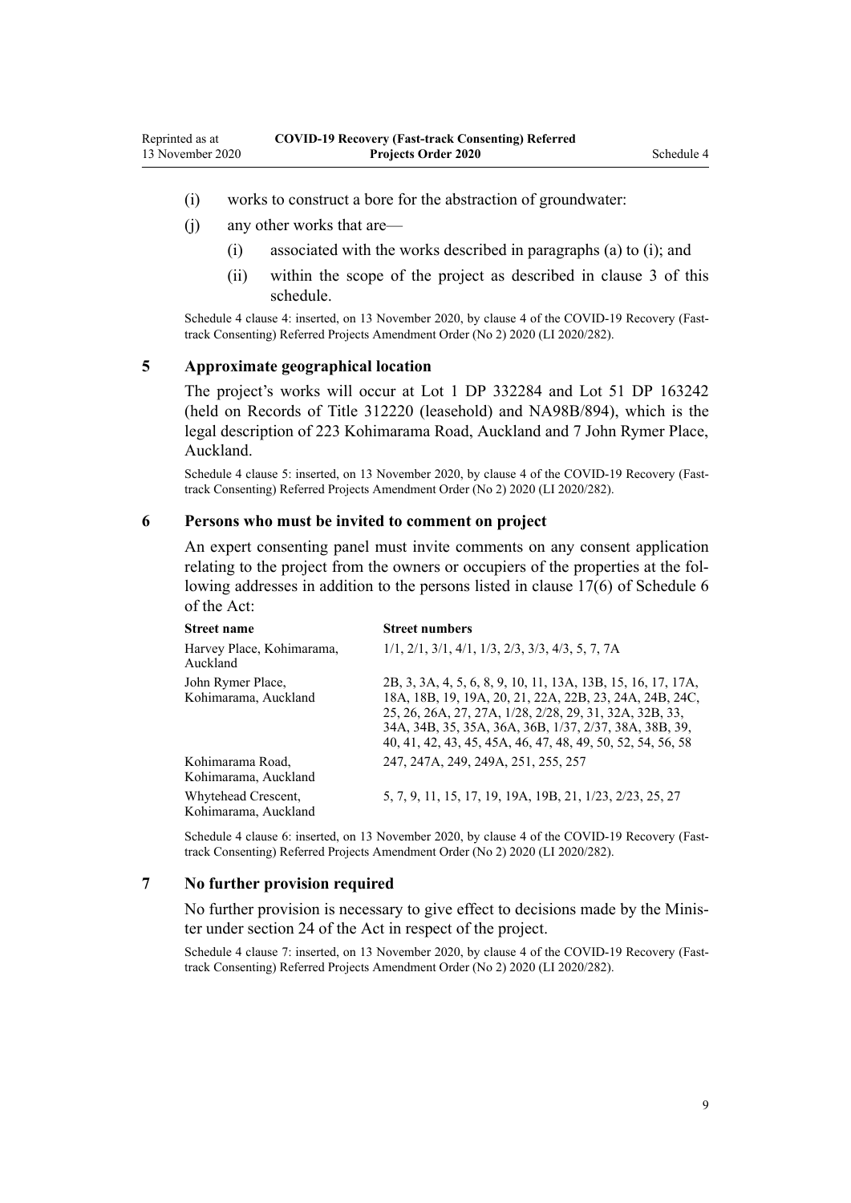(i) works to construct a bore for the abstraction of groundwater:

(j) any other works that are—

  (i) associated with the works described in paragraphs (a) to (i); and

  (ii) within the scope of the project as described in clause 3 of this schedule.

Schedule 4 clause 4: inserted, on 13 November 2020, by clause 4 of the COVID-19 Recovery (Fast-track Consenting) Referred Projects Amendment Order (No 2) 2020 (LI 2020/282).

### 5 Approximate geographical location

The project's works will occur at Lot 1 DP 332284 and Lot 51 DP 163242 (held on Records of Title 312220 (leasehold) and NA98B/894), which is the legal description of 223 Kohimarama Road, Auckland and 7 John Rymer Place, Auckland.

Schedule 4 clause 5: inserted, on 13 November 2020, by clause 4 of the COVID-19 Recovery (Fast-track Consenting) Referred Projects Amendment Order (No 2) 2020 (LI 2020/282).

### 6 Persons who must be invited to comment on project

An expert consenting panel must invite comments on any consent application relating to the project from the owners or occupiers of the properties at the following addresses in addition to the persons listed in clause 17(6) of Schedule 6 of the Act:

| Street name | Street numbers |
| --- | --- |
| Harvey Place, Kohimarama, Auckland | 1/1, 2/1, 3/1, 4/1, 1/3, 2/3, 3/3, 4/3, 5, 7, 7A |
| John Rymer Place, Kohimarama, Auckland | 2B, 3, 3A, 4, 5, 6, 8, 9, 10, 11, 13A, 13B, 15, 16, 17, 17A, 18A, 18B, 19, 19A, 20, 21, 22A, 22B, 23, 24A, 24B, 24C, 25, 26, 26A, 27, 27A, 1/28, 2/28, 29, 31, 32A, 32B, 33, 34A, 34B, 35, 35A, 36A, 36B, 1/37, 2/37, 38A, 38B, 39, 40, 41, 42, 43, 45, 45A, 46, 47, 48, 49, 50, 52, 54, 56, 58 |
| Kohimarama Road, Kohimarama, Auckland | 247, 247A, 249, 249A, 251, 255, 257 |
| Whytehead Crescent, Kohimarama, Auckland | 5, 7, 9, 11, 15, 17, 19, 19A, 19B, 21, 1/23, 2/23, 25, 27 |

Schedule 4 clause 6: inserted, on 13 November 2020, by clause 4 of the COVID-19 Recovery (Fast-track Consenting) Referred Projects Amendment Order (No 2) 2020 (LI 2020/282).

### 7 No further provision required

No further provision is necessary to give effect to decisions made by the Minister under section 24 of the Act in respect of the project.

Schedule 4 clause 7: inserted, on 13 November 2020, by clause 4 of the COVID-19 Recovery (Fast-track Consenting) Referred Projects Amendment Order (No 2) 2020 (LI 2020/282).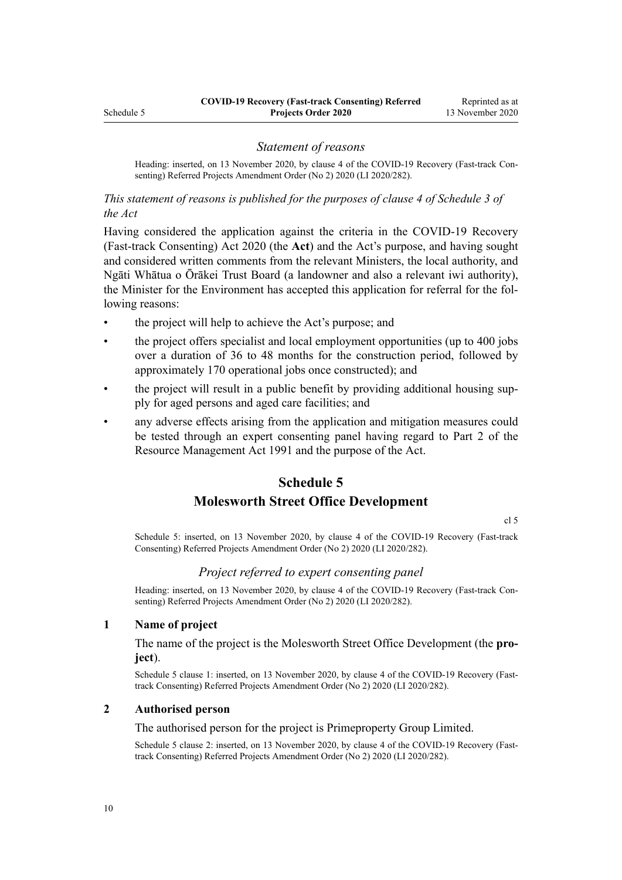### *Statement of reasons*

Heading: inserted, on 13 November 2020, by clause 4 of the COVID-19 Recovery (Fast-track Consenting) Referred Projects Amendment Order (No 2) 2020 (LI 2020/282).

*This statement of reasons is published for the purposes of clause 4 of Schedule 3 of the Act*

Having considered the application against the criteria in the COVID-19 Recovery (Fast-track Consenting) Act 2020 (the **Act**) and the Act's purpose, and having sought and considered written comments from the relevant Ministers, the local authority, and Ngāti Whātua o Ōrākei Trust Board (a landowner and also a relevant iwi authority), the Minister for the Environment has accepted this application for referral for the following reasons:

- the project will help to achieve the Act's purpose; and
- the project offers specialist and local employment opportunities (up to 400 jobs over a duration of 36 to 48 months for the construction period, followed by approximately 170 operational jobs once constructed); and
- the project will result in a public benefit by providing additional housing supply for aged persons and aged care facilities; and
- any adverse effects arising from the application and mitigation measures could be tested through an expert consenting panel having regard to Part 2 of the Resource Management Act 1991 and the purpose of the Act.

# Schedule 5
# Molesworth Street Office Development

cl 5

Schedule 5: inserted, on 13 November 2020, by clause 4 of the COVID-19 Recovery (Fast-track Consenting) Referred Projects Amendment Order (No 2) 2020 (LI 2020/282).

### *Project referred to expert consenting panel*

Heading: inserted, on 13 November 2020, by clause 4 of the COVID-19 Recovery (Fast-track Consenting) Referred Projects Amendment Order (No 2) 2020 (LI 2020/282).

## 1 Name of project

The name of the project is the Molesworth Street Office Development (the **project**).

Schedule 5 clause 1: inserted, on 13 November 2020, by clause 4 of the COVID-19 Recovery (Fast-track Consenting) Referred Projects Amendment Order (No 2) 2020 (LI 2020/282).

## 2 Authorised person

The authorised person for the project is Primeproperty Group Limited.

Schedule 5 clause 2: inserted, on 13 November 2020, by clause 4 of the COVID-19 Recovery (Fast-track Consenting) Referred Projects Amendment Order (No 2) 2020 (LI 2020/282).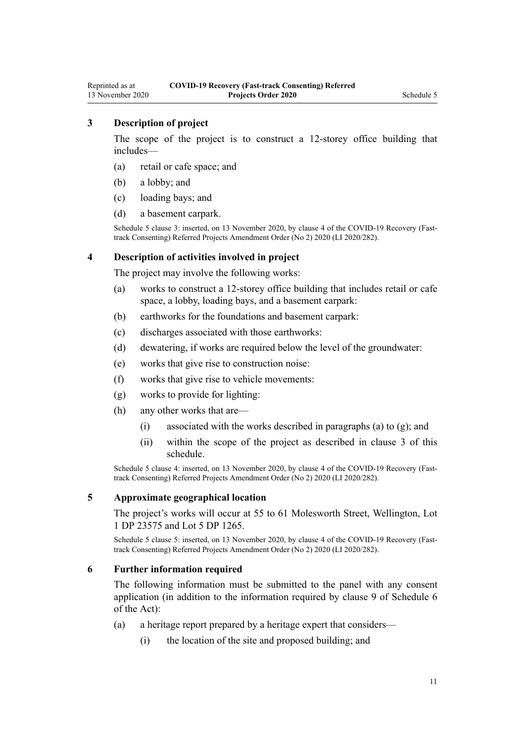### 3 Description of project

The scope of the project is to construct a 12-storey office building that includes—

(a) retail or cafe space; and

(b) a lobby; and

(c) loading bays; and

(d) a basement carpark.

Schedule 5 clause 3: inserted, on 13 November 2020, by clause 4 of the COVID-19 Recovery (Fast-track Consenting) Referred Projects Amendment Order (No 2) 2020 (LI 2020/282).

### 4 Description of activities involved in project

The project may involve the following works:

(a) works to construct a 12-storey office building that includes retail or cafe space, a lobby, loading bays, and a basement carpark:

(b) earthworks for the foundations and basement carpark:

(c) discharges associated with those earthworks:

(d) dewatering, if works are required below the level of the groundwater:

(e) works that give rise to construction noise:

(f) works that give rise to vehicle movements:

(g) works to provide for lighting:

(h) any other works that are—

 (i) associated with the works described in paragraphs (a) to (g); and

 (ii) within the scope of the project as described in clause 3 of this schedule.

Schedule 5 clause 4: inserted, on 13 November 2020, by clause 4 of the COVID-19 Recovery (Fast-track Consenting) Referred Projects Amendment Order (No 2) 2020 (LI 2020/282).

### 5 Approximate geographical location

The project's works will occur at 55 to 61 Molesworth Street, Wellington, Lot 1 DP 23575 and Lot 5 DP 1265.

Schedule 5 clause 5: inserted, on 13 November 2020, by clause 4 of the COVID-19 Recovery (Fast-track Consenting) Referred Projects Amendment Order (No 2) 2020 (LI 2020/282).

### 6 Further information required

The following information must be submitted to the panel with any consent application (in addition to the information required by clause 9 of Schedule 6 of the Act):

(a) a heritage report prepared by a heritage expert that considers—

 (i) the location of the site and proposed building; and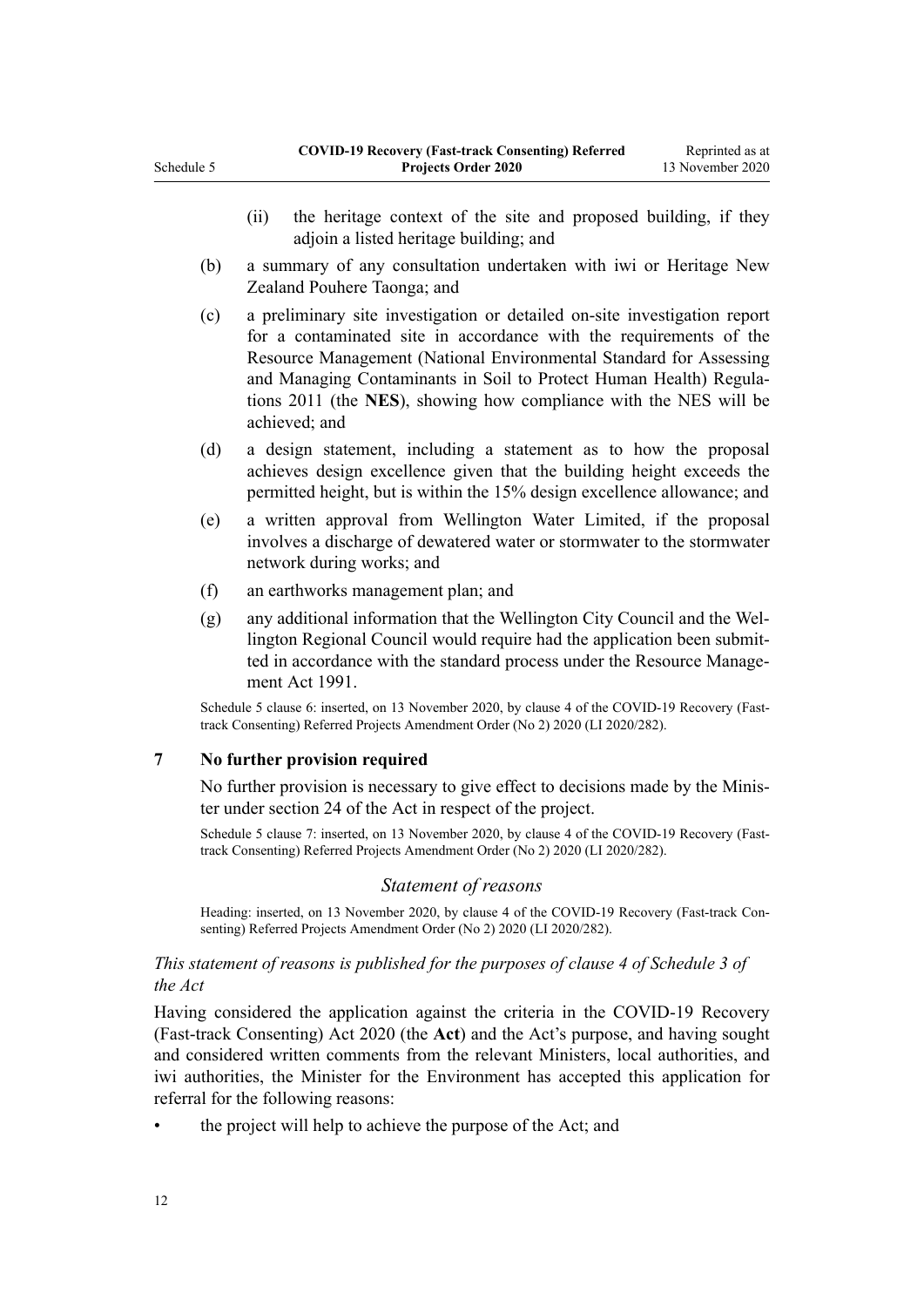(ii) the heritage context of the site and proposed building, if they adjoin a listed heritage building; and

(b) a summary of any consultation undertaken with iwi or Heritage New Zealand Pouhere Taonga; and

(c) a preliminary site investigation or detailed on-site investigation report for a contaminated site in accordance with the requirements of the Resource Management (National Environmental Standard for Assessing and Managing Contaminants in Soil to Protect Human Health) Regulations 2011 (the **NES**), showing how compliance with the NES will be achieved; and

(d) a design statement, including a statement as to how the proposal achieves design excellence given that the building height exceeds the permitted height, but is within the 15% design excellence allowance; and

(e) a written approval from Wellington Water Limited, if the proposal involves a discharge of dewatered water or stormwater to the stormwater network during works; and

(f) an earthworks management plan; and

(g) any additional information that the Wellington City Council and the Wellington Regional Council would require had the application been submitted in accordance with the standard process under the Resource Management Act 1991.

Schedule 5 clause 6: inserted, on 13 November 2020, by clause 4 of the COVID-19 Recovery (Fast-track Consenting) Referred Projects Amendment Order (No 2) 2020 (LI 2020/282).

### 7 No further provision required

No further provision is necessary to give effect to decisions made by the Minister under section 24 of the Act in respect of the project.

Schedule 5 clause 7: inserted, on 13 November 2020, by clause 4 of the COVID-19 Recovery (Fast-track Consenting) Referred Projects Amendment Order (No 2) 2020 (LI 2020/282).

## *Statement of reasons*

Heading: inserted, on 13 November 2020, by clause 4 of the COVID-19 Recovery (Fast-track Consenting) Referred Projects Amendment Order (No 2) 2020 (LI 2020/282).

*This statement of reasons is published for the purposes of clause 4 of Schedule 3 of the Act*

Having considered the application against the criteria in the COVID-19 Recovery (Fast-track Consenting) Act 2020 (the **Act**) and the Act's purpose, and having sought and considered written comments from the relevant Ministers, local authorities, and iwi authorities, the Minister for the Environment has accepted this application for referral for the following reasons:

- the project will help to achieve the purpose of the Act; and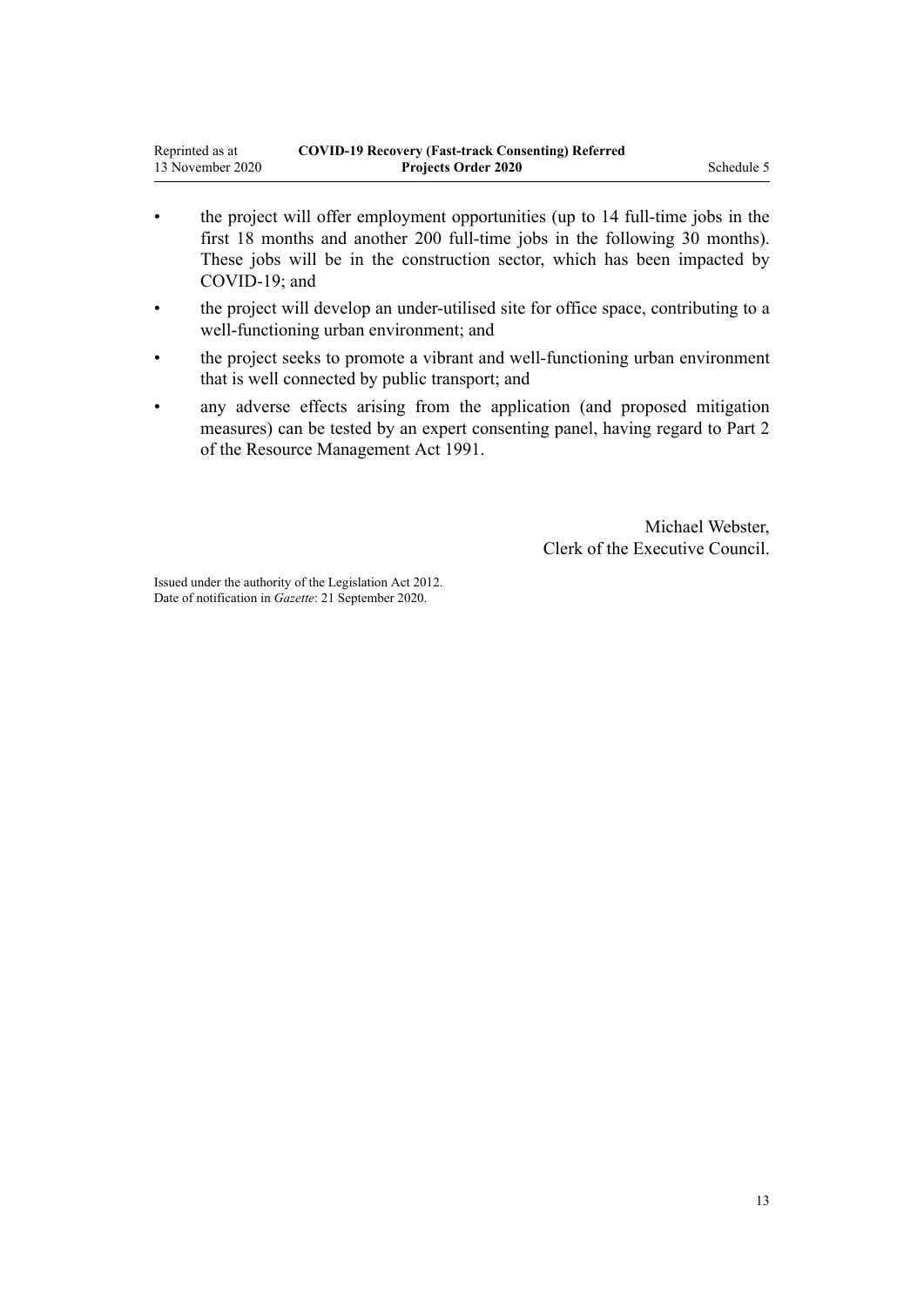- the project will offer employment opportunities (up to 14 full-time jobs in the first 18 months and another 200 full-time jobs in the following 30 months). These jobs will be in the construction sector, which has been impacted by COVID-19; and
- the project will develop an under-utilised site for office space, contributing to a well-functioning urban environment; and
- the project seeks to promote a vibrant and well-functioning urban environment that is well connected by public transport; and
- any adverse effects arising from the application (and proposed mitigation measures) can be tested by an expert consenting panel, having regard to Part 2 of the Resource Management Act 1991.

Michael Webster,
Clerk of the Executive Council.

Issued under the authority of the Legislation Act 2012.
Date of notification in *Gazette*: 21 September 2020.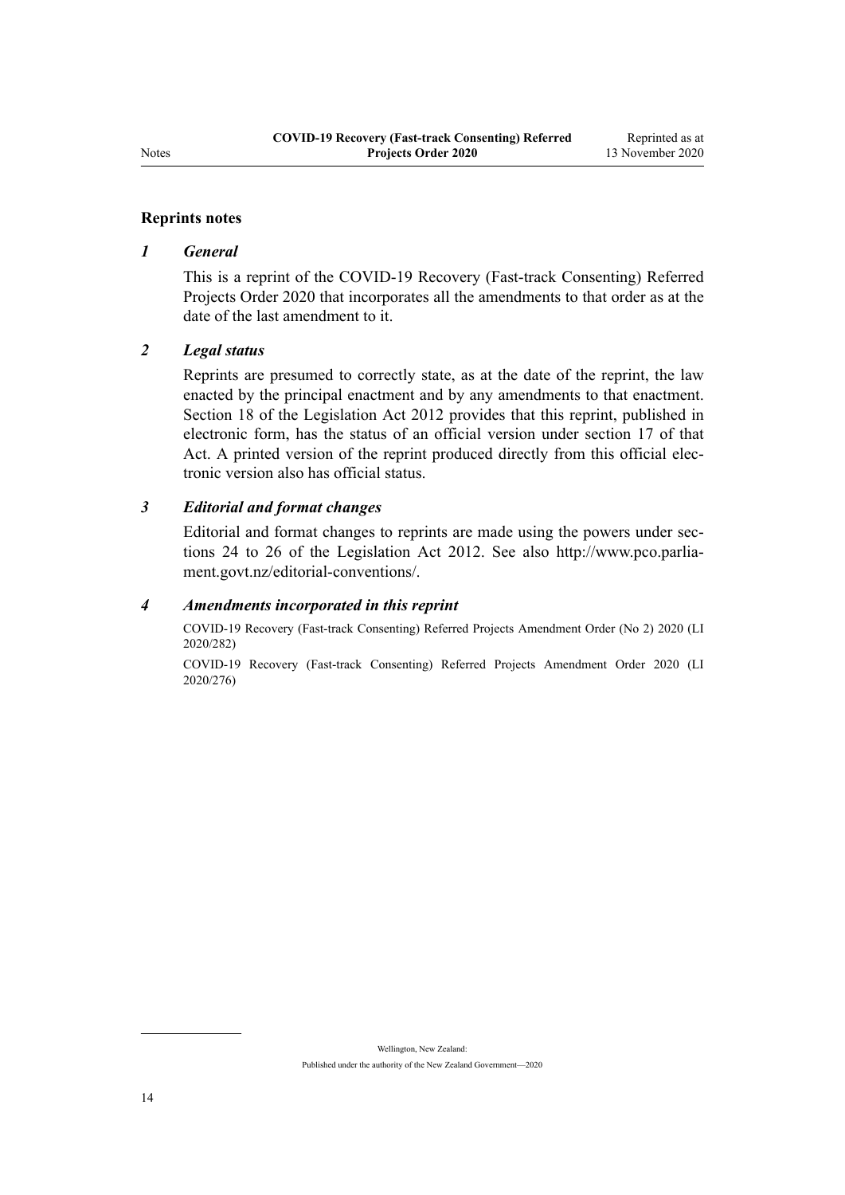## Reprints notes

### *1 General*

This is a reprint of the COVID-19 Recovery (Fast-track Consenting) Referred Projects Order 2020 that incorporates all the amendments to that order as at the date of the last amendment to it.

### *2 Legal status*

Reprints are presumed to correctly state, as at the date of the reprint, the law enacted by the principal enactment and by any amendments to that enactment. Section 18 of the Legislation Act 2012 provides that this reprint, published in electronic form, has the status of an official version under section 17 of that Act. A printed version of the reprint produced directly from this official electronic version also has official status.

### *3 Editorial and format changes*

Editorial and format changes to reprints are made using the powers under sections 24 to 26 of the Legislation Act 2012. See also http://www.pco.parliament.govt.nz/editorial-conventions/.

### *4 Amendments incorporated in this reprint*

COVID-19 Recovery (Fast-track Consenting) Referred Projects Amendment Order (No 2) 2020 (LI 2020/282)

COVID-19 Recovery (Fast-track Consenting) Referred Projects Amendment Order 2020 (LI 2020/276)

Wellington, New Zealand:

Published under the authority of the New Zealand Government—2020